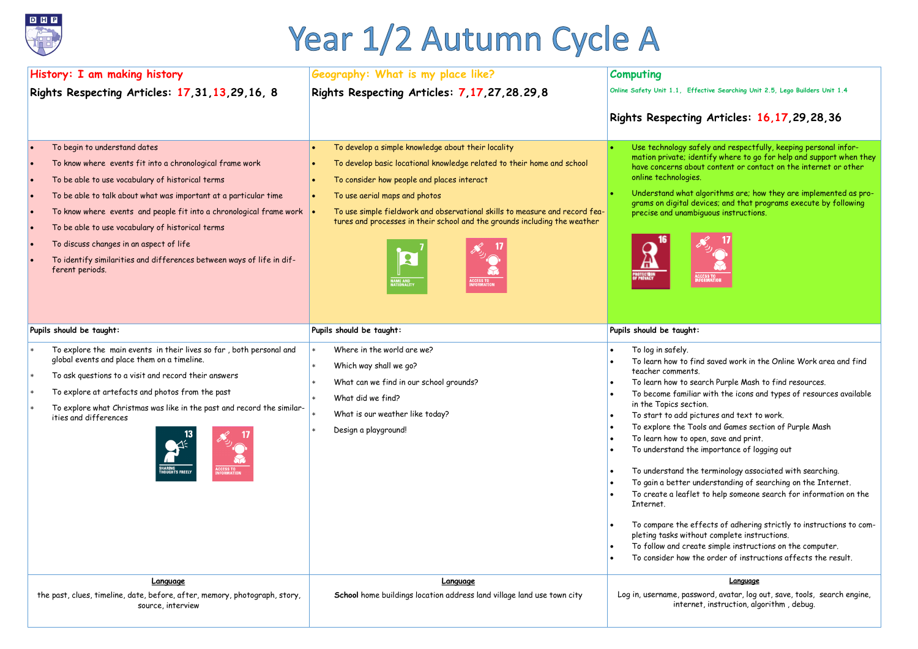# Year 1/2 Autumn Cycle A

## History: I am making history

**Rights Respecting Articles: 17,31,13,29,16, 8**

- To begin to understand dates
- To know where events fit into a chronological frame work
- To be able to use vocabulary of historical terms
- To be able to talk about what was important at a particular time
- To know where events and people fit into a chronological frame work
- To be able to use vocabulary of historical terms
- To discuss changes in an aspect of life
- To identify similarities and differences between ways of life in different periods.

**Pupils should be taught:**

* To explore the main events in their lives so far , both personal and global events and place them on a timeline.
* To ask questions to a visit and record their answers
* To explore at artefacts and photos from the past
* To explore what Christmas was like in the past and record the similarities and differences

13 SHARING THOUGHTS FREELY

17 ACCESS TO INFORMATION

**Language**

the past, clues, timeline, date, before, after, memory, photograph, story, source, interview

## Geography: What is my place like?

**Rights Respecting Articles: 7,17,27,28.29,8**

- To develop a simple knowledge about their locality
- To develop basic locational knowledge related to their home and school
- To consider how people and places interact
- To use aerial maps and photos
- To use simple fieldwork and observational skills to measure and record features and processes in their school and the grounds including the weather

7 NAME AND NATIONALITY

17 ACCESS TO INFORMATION

**Pupils should be taught:**

* Where in the world are we?
* Which way shall we go?
* What can we find in our school grounds?
* What did we find?
* What is our weather like today?
* Design a playground!

**Language**

**School** home buildings location address land village land use town city

## Computing

Online Safety Unit 1.1, Effective Searching Unit 2.5, Lego Builders Unit 1.4

**Rights Respecting Articles: 16,17,29,28,36**

- Use technology safely and respectfully, keeping personal information private; identify where to go for help and support when they have concerns about content or contact on the internet or other online technologies.
- Understand what algorithms are; how they are implemented as programs on digital devices; and that programs execute by following precise and unambiguous instructions.

16 PROTECTION OF PRIVACY

17 ACCESS TO INFORMATION

**Pupils should be taught:**

- To log in safely.
- To learn how to find saved work in the Online Work area and find teacher comments.
- To learn how to search Purple Mash to find resources.
- To become familiar with the icons and types of resources available in the Topics section.
- To start to add pictures and text to work.
- To explore the Tools and Games section of Purple Mash
- To learn how to open, save and print.
- To understand the importance of logging out

- To understand the terminology associated with searching.
- To gain a better understanding of searching on the Internet.
- To create a leaflet to help someone search for information on the Internet.

- To compare the effects of adhering strictly to instructions to completing tasks without complete instructions.
- To follow and create simple instructions on the computer.
- To consider how the order of instructions affects the result.

**Language**

Log in, username, password, avatar, log out, save, tools, search engine, internet, instruction, algorithm , debug.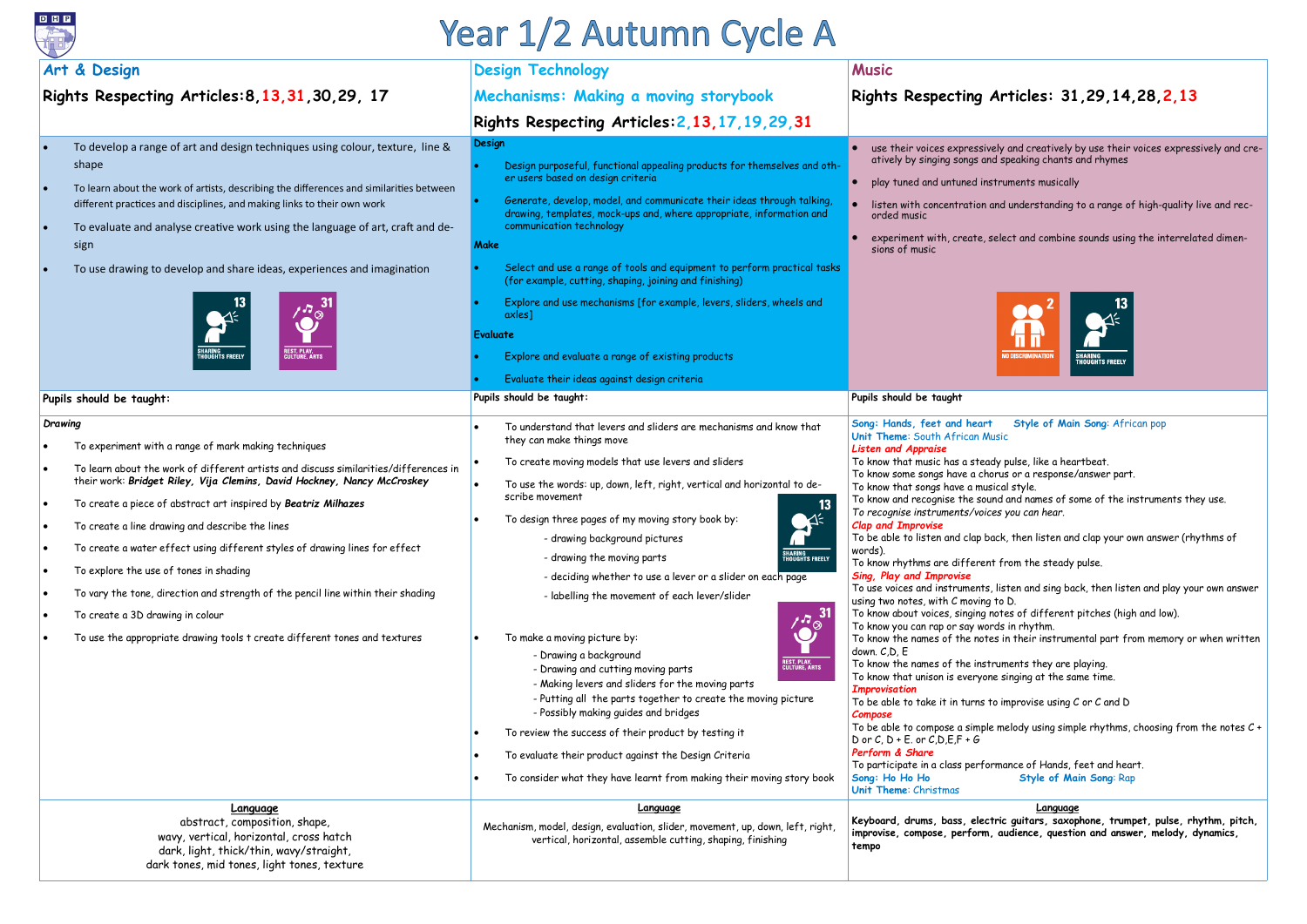# Year 1/2 Autumn Cycle A

## Art & Design

**Rights Respecting Articles: 8, 13, 31, 30, 29, 17**

- To develop a range of art and design techniques using colour, texture, line & shape
- To learn about the work of artists, describing the differences and similarities between different practices and disciplines, and making links to their own work
- To evaluate and analyse creative work using the language of art, craft and design
- To use drawing to develop and share ideas, experiences and imagination

13 SHARING THOUGHTS FREELY — 31 REST, PLAY, CULTURE, ARTS

**Pupils should be taught:**

*Drawing*

- To experiment with a range of mark making techniques
- To learn about the work of different artists and discuss similarities/differences in their work: ***Bridget Riley, Vija Clemins, David Hockney, Nancy McCroskey***
- To create a piece of abstract art inspired by ***Beatriz Milhazes***
- To create a line drawing and describe the lines
- To create a water effect using different styles of drawing lines for effect
- To explore the use of tones in shading
- To vary the tone, direction and strength of the pencil line within their shading
- To create a 3D drawing in colour
- To use the appropriate drawing tools t create different tones and textures

**Language**

abstract, composition, shape, wavy, vertical, horizontal, cross hatch, dark, light, thick/thin, wavy/straight, dark tones, mid tones, light tones, texture

## Design Technology

### Mechanisms: Making a moving storybook

**Rights Respecting Articles: 2, 13, 17, 19, 29, 31**

**Design**

- Design purposeful, functional appealing products for themselves and other users based on design criteria
- Generate, develop, model, and communicate their ideas through talking, drawing, templates, mock-ups and, where appropriate, information and communication technology

**Make**

- Select and use a range of tools and equipment to perform practical tasks (for example, cutting, shaping, joining and finishing)
- Explore and use mechanisms [for example, levers, sliders, wheels and axles]

**Evaluate**

- Explore and evaluate a range of existing products
- Evaluate their ideas against design criteria

**Pupils should be taught:**

- To understand that levers and sliders are mechanisms and know that they can make things move
- To create moving models that use levers and sliders
- To use the words: up, down, left, right, vertical and horizontal to describe movement
- To design three pages of my moving story book by:
  - drawing background pictures
  - drawing the moving parts
  - deciding whether to use a lever or a slider on each page
  - labelling the movement of each lever/slider

13 SHARING THOUGHTS FREELY — 31 REST, PLAY, CULTURE, ARTS

- To make a moving picture by:
  - Drawing a background
  - Drawing and cutting moving parts
  - Making levers and sliders for the moving parts
  - Putting all the parts together to create the moving picture
  - Possibly making guides and bridges
- To review the success of their product by testing it
- To evaluate their product against the Design Criteria
- To consider what they have learnt from making their moving story book

**Language**

Mechanism, model, design, evaluation, slider, movement, up, down, left, right, vertical, horizontal, assemble cutting, shaping, finishing

## Music

**Rights Respecting Articles: 31, 29, 14, 28, 2, 13**

- use their voices expressively and creatively by use their voices expressively and creatively by singing songs and speaking chants and rhymes
- play tuned and untuned instruments musically
- listen with concentration and understanding to a range of high-quality live and recorded music
- experiment with, create, select and combine sounds using the interrelated dimensions of music

2 NO DISCRIMINATION — 13 SHARING THOUGHTS FREELY

**Pupils should be taught**

**Song:** Hands, feet and heart — **Style of Main Song:** African pop

**Unit Theme:** South African Music

***Listen and Appraise***

To know that music has a steady pulse, like a heartbeat.
To know some songs have a chorus or a response/answer part.
To know that songs have a musical style.
To know and recognise the sound and names of some of the instruments they use.
*To recognise instruments/voices you can hear.*

***Clap and Improvise***

To be able to listen and clap back, then listen and clap your own answer (rhythms of words).
To know rhythms are different from the steady pulse.

***Sing, Play and Improvise***

To use voices and instruments, listen and sing back, then listen and play your own answer using two notes, with C moving to D.
To know about voices, singing notes of different pitches (high and low).
To know you can rap or say words in rhythm.
To know the names of the notes in their instrumental part from memory or when written down. C,D, E
To know the names of the instruments they are playing.
To know that unison is everyone singing at the same time.

***Improvisation***

To be able to take it in turns to improvise using C or C and D

***Compose***

To be able to compose a simple melody using simple rhythms, choosing from the notes C + D or C, D + E. or C,D,E,F + G

***Perform & Share***

To participate in a class performance of Hands, feet and heart.

**Song:** Ho Ho Ho — **Style of Main Song:** Rap

**Unit Theme:** Christmas

**Language**

**Keyboard, drums, bass, electric guitars, saxophone, trumpet, pulse, rhythm, pitch, improvise, compose, perform, audience, question and answer, melody, dynamics, tempo**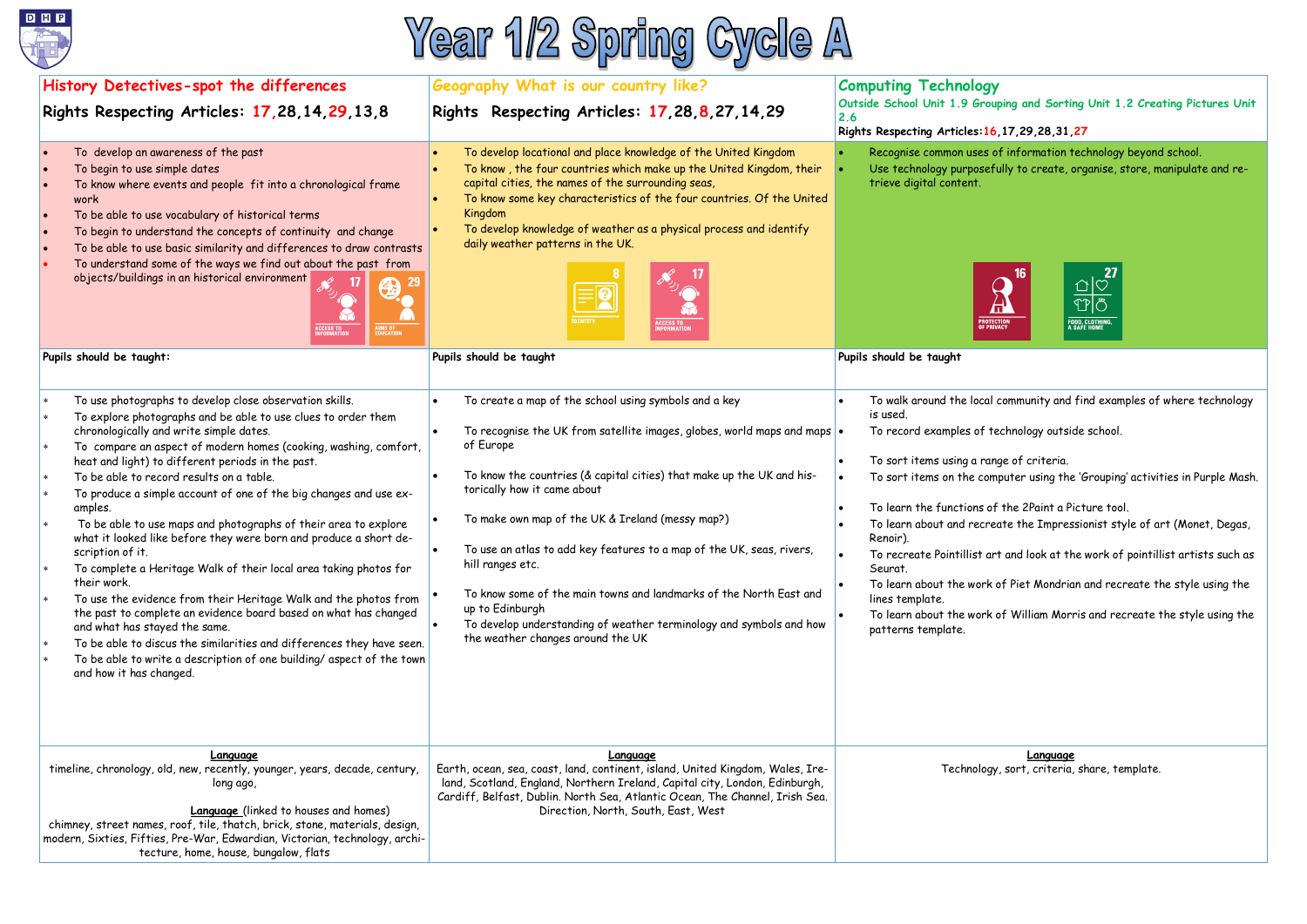# Year 1/2 Spring Cycle A

| History Detectives-spot the differences<br>Rights Respecting Articles: 17,28,14,29,13,8 | Geography What is our country like?<br>Rights Respecting Articles: 17,28,8,27,14,29 | Computing Technology<br>Outside School Unit 1.9 Grouping and Sorting Unit 1.2 Creating Pictures Unit 2.6<br>Rights Respecting Articles:16,17,29,28,31,27 |
|---|---|---|
| • To develop an awareness of the past<br>• To begin to use simple dates<br>• To know where events and people fit into a chronological frame work<br>• To be able to use vocabulary of historical terms<br>• To begin to understand the concepts of continuity and change<br>• To be able to use basic similarity and differences to draw contrasts<br>• To understand some of the ways we find out about the past from objects/buildings in an historical environment<br>17 ACCESS TO INFORMATION 29 AIMS OF EDUCATION | • To develop locational and place knowledge of the United Kingdom<br>• To know , the four countries which make up the United Kingdom, their capital cities, the names of the surrounding seas,<br>• To know some key characteristics of the four countries. Of the United Kingdom<br>• To develop knowledge of weather as a physical process and identify daily weather patterns in the UK.<br>8 IDENTITY 17 ACCESS TO INFORMATION | • Recognise common uses of information technology beyond school.<br>• Use technology purposefully to create, organise, store, manipulate and re-trieve digital content.<br>16 PROTECTION OF PRIVACY 27 FOOD, CLOTHING, A SAFE HOME |
| **Pupils should be taught:** | **Pupils should be taught** | **Pupils should be taught** |
| * To use photographs to develop close observation skills.<br>* To explore photographs and be able to use clues to order them chronologically and write simple dates.<br>* To compare an aspect of modern homes (cooking, washing, comfort, heat and light) to different periods in the past.<br>* To be able to record results on a table.<br>* To produce a simple account of one of the big changes and use ex-amples.<br>* To be able to use maps and photographs of their area to explore what it looked like before they were born and produce a short de-scription of it.<br>* To complete a Heritage Walk of their local area taking photos for their work.<br>* To use the evidence from their Heritage Walk and the photos from the past to complete an evidence board based on what has changed and what has stayed the same.<br>* To be able to discus the similarities and differences they have seen.<br>* To be able to write a description of one building/ aspect of the town and how it has changed. | • To create a map of the school using symbols and a key<br>• To recognise the UK from satellite images, globes, world maps and maps of Europe<br>• To know the countries (& capital cities) that make up the UK and his-torically how it came about<br>• To make own map of the UK & Ireland (messy map?)<br>• To use an atlas to add key features to a map of the UK, seas, rivers, hill ranges etc.<br>• To know some of the main towns and landmarks of the North East and up to Edinburgh<br>• To develop understanding of weather terminology and symbols and how the weather changes around the UK | • To walk around the local community and find examples of where technology is used.<br>• To record examples of technology outside school.<br>• To sort items using a range of criteria.<br>• To sort items on the computer using the 'Grouping' activities in Purple Mash.<br>• To learn the functions of the 2Paint a Picture tool.<br>• To learn about and recreate the Impressionist style of art (Monet, Degas, Renoir).<br>• To recreate Pointillist art and look at the work of pointillist artists such as Seurat.<br>• To learn about the work of Piet Mondrian and recreate the style using the lines template.<br>• To learn about the work of William Morris and recreate the style using the patterns template. |
| <u>Language</u><br>timeline, chronology, old, new, recently, younger, years, decade, century, long ago,<br><br><u>Language</u> (linked to houses and homes)<br>chimney, street names, roof, tile, thatch, brick, stone, materials, design, modern, Sixties, Fifties, Pre-War, Edwardian, Victorian, technology, archi-tecture, home, house, bungalow, flats | <u>Language</u><br>Earth, ocean, sea, coast, land, continent, island, United Kingdom, Wales, Ire-land, Scotland, England, Northern Ireland, Capital city, London, Edinburgh, Cardiff, Belfast, Dublin. North Sea, Atlantic Ocean, The Channel, Irish Sea. Direction, North, South, East, West | <u>Language</u><br>Technology, sort, criteria, share, template. |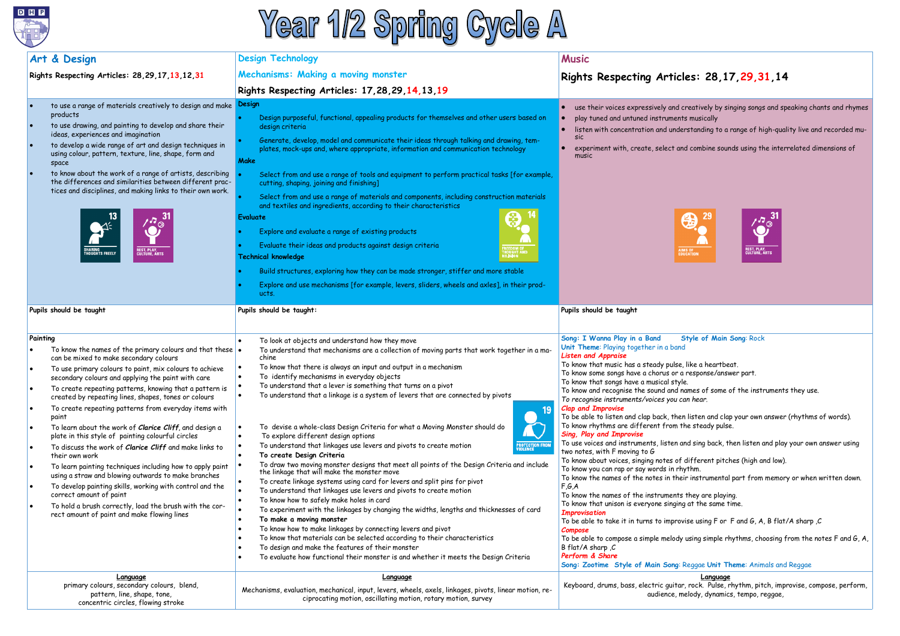# Year 1/2 Spring Cycle A

## Art & Design

Rights Respecting Articles: 28,29,17,13,12,31

- to use a range of materials creatively to design and make products
- to use drawing, and painting to develop and share their ideas, experiences and imagination
- to develop a wide range of art and design techniques in using colour, pattern, texture, line, shape, form and space
- to know about the work of a range of artists, describing the differences and similarities between different practices and disciplines, and making links to their own work.

13 SHARING THOUGHTS FREELY

31 REST, PLAY, CULTURE, ARTS

**Pupils should be taught**

**Painting**

- To know the names of the primary colours and that these can be mixed to make secondary colours
- To use primary colours to paint, mix colours to achieve secondary colours and applying the paint with care
- To create repeating patterns, knowing that a pattern is created by repeating lines, shapes, tones or colours
- To create repeating patterns from everyday items with paint
- To learn about the work of ***Clarice Cliff***, and design a plate in this style of painting colourful circles
- To discuss the work of ***Clarice Cliff*** and make links to their own work
- To learn painting techniques including how to apply paint using a straw and blowing outwards to make branches
- To develop painting skills, working with control and the correct amount of paint
- To hold a brush correctly, load the brush with the correct amount of paint and make flowing lines

**Language**

primary colours, secondary colours, blend, pattern, line, shape, tone, concentric circles, flowing stroke

## Design Technology

### Mechanisms: Making a moving monster

Rights Respecting Articles: 17,28,29,14,13,19

**Design**

- Design purposeful, functional, appealing products for themselves and other users based on design criteria
- Generate, develop, model and communicate their ideas through talking and drawing, templates, mock-ups and, where appropriate, information and communication technology

**Make**

- Select from and use a range of tools and equipment to perform practical tasks [for example, cutting, shaping, joining and finishing]
- Select from and use a range of materials and components, including construction materials and textiles and ingredients, according to their characteristics

**Evaluate**

- Explore and evaluate a range of existing products
- Evaluate their ideas and products against design criteria

**Technical knowledge**

- Build structures, exploring how they can be made stronger, stiffer and more stable
- Explore and use mechanisms [for example, levers, sliders, wheels and axles], in their products.

14 FREEDOM OF THOUGHT AND RELIGION

**Pupils should be taught:**

- To look at objects and understand how they move
- To understand that mechanisms are a collection of moving parts that work together in a machine
- To know that there is always an input and output in a mechanism
- To identify mechanisms in everyday objects
- To understand that a lever is something that turns on a pivot
- To understand that a linkage is a system of levers that are connected by pivots

19 PROTECTION FROM VIOLENCE

- To devise a whole-class Design Criteria for what a Moving Monster should do
- To explore different design options
- To understand that linkages use levers and pivots to create motion
- **To create Design Criteria**
- To draw two moving monster designs that meet all points of the Design Criteria and include the linkage that will make the monster move
- To create linkage systems using card for levers and split pins for pivot
- To understand that linkages use levers and pivots to create motion
- To know how to safely make holes in card
- To experiment with the linkages by changing the widths, lengths and thicknesses of card
- **To make a moving monster**
- To know how to make linkages by connecting levers and pivot
- To know that materials can be selected according to their characteristics
- To design and make the features of their monster
- To evaluate how functional their monster is and whether it meets the Design Criteria

**Language**

Mechanisms, evaluation, mechanical, input, levers, wheels, axels, linkages, pivots, linear motion, reciprocating motion, oscillating motion, rotary motion, survey

## Music

Rights Respecting Articles: 28,17,29,31,14

- use their voices expressively and creatively by singing songs and speaking chants and rhymes
- play tuned and untuned instruments musically
- listen with concentration and understanding to a range of high-quality live and recorded music
- experiment with, create, select and combine sounds using the interrelated dimensions of music

29 AIMS OF EDUCATION

31 REST, PLAY, CULTURE, ARTS

**Pupils should be taught**

Song: I Wanna Play in a Band  Style of Main Song: Rock

Unit Theme: Playing together in a band

***Listen and Appraise***

To know that music has a steady pulse, like a heartbeat.
To know some songs have a chorus or a response/answer part.
To know that songs have a musical style.
To know and recognise the sound and names of some of the instruments they use.
*To recognise instruments/voices you can hear.*

***Clap and Improve***

To be able to listen and clap back, then listen and clap your own answer (rhythms of words).
To know rhythms are different from the steady pulse.

***Sing, Play and Improvise***

To use voices and instruments, listen and sing back, then listen and play your own answer using two notes, with F moving to G
To know about voices, singing notes of different pitches (high and low).
To know you can rap or say words in rhythm.
To know the names of the notes in their instrumental part from memory or when written down. F,G,A
To know the names of the instruments they are playing.
To know that unison is everyone singing at the same time.

***Improvisation***

To be able to take it in turns to improvise using F or F and G, A, B flat/A sharp ,C

***Compose***

To be able to compose a simple melody using simple rhythms, choosing from the notes F and G, A, B flat/A sharp ,C

***Perform & Share***

Song: Zootime Style of Main Song: Reggae **Unit Theme**: Animals and Reggae

**Language**

Keyboard, drums, bass, electric guitar, rock. Pulse, rhythm, pitch, improvise, compose, perform, audience, melody, dynamics, tempo, reggae,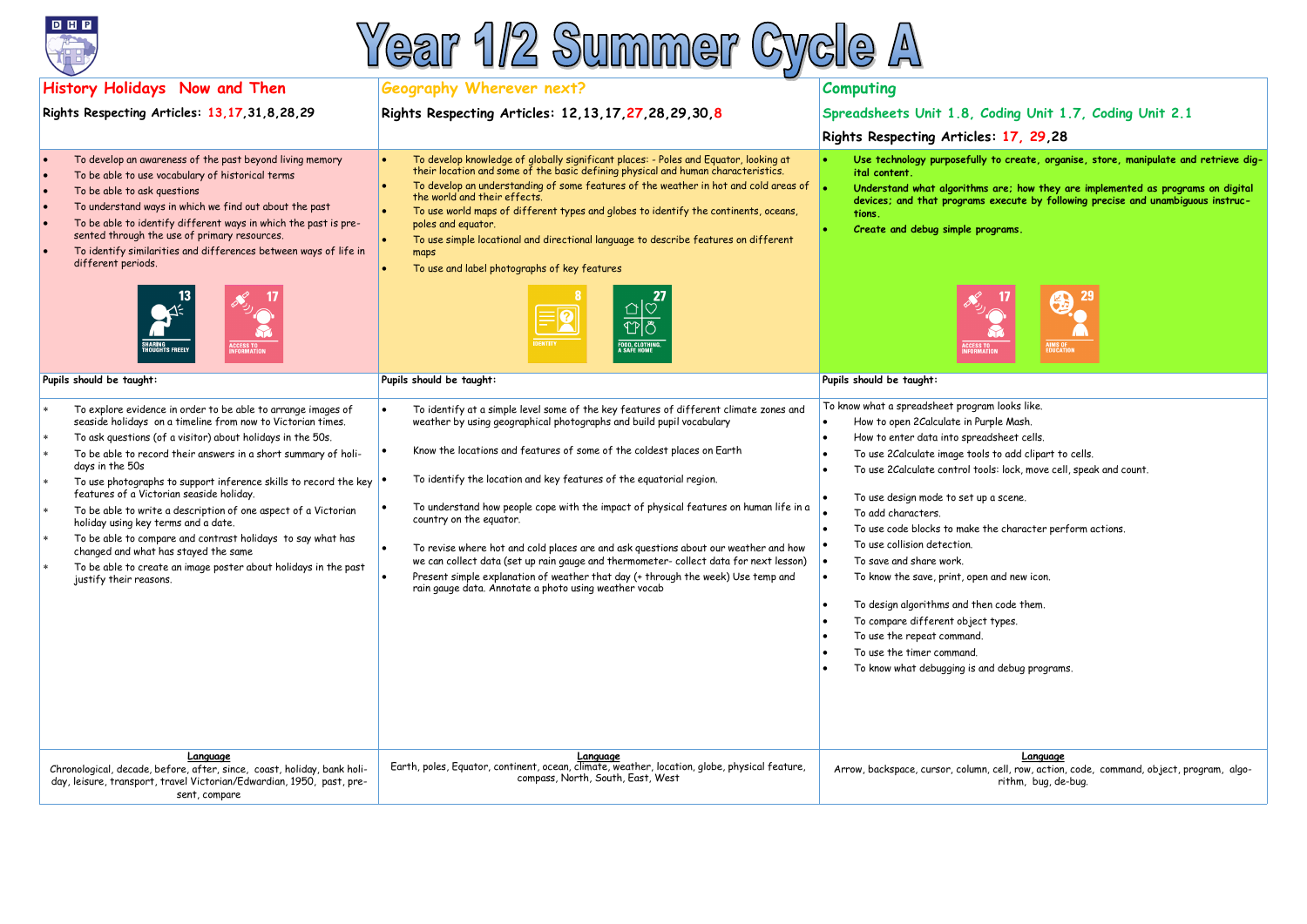# Year 1/2 Summer Cycle A

| History Holidays Now and Then | Geography Wherever next? | Computing |
|---|---|---|
| Rights Respecting Articles: 13,17,31,8,28,29 | Rights Respecting Articles: 12,13,17,27,28,29,30,8 | Spreadsheets Unit 1.8, Coding Unit 1.7, Coding Unit 2.1<br>Rights Respecting Articles: 17, 29,28 |
| • To develop an awareness of the past beyond living memory<br>• To be able to use vocabulary of historical terms<br>• To be able to ask questions<br>• To understand ways in which we find out about the past<br>• To be able to identify different ways in which the past is presented through the use of primary resources.<br>• To identify similarities and differences between ways of life in different periods.<br>13 SHARING THOUGHTS FREELY; 17 ACCESS TO INFORMATION | • To develop knowledge of globally significant places: - Poles and Equator, looking at their location and some of the basic defining physical and human characteristics.<br>• To develop an understanding of some features of the weather in hot and cold areas of the world and their effects.<br>• To use world maps of different types and globes to identify the continents, oceans, poles and equator.<br>• To use simple locational and directional language to describe features on different maps<br>• To use and label photographs of key features<br>8 IDENTITY; 27 FOOD, CLOTHING, A SAFE HOME | • **Use technology purposefully to create, organise, store, manipulate and retrieve digital content.**<br>• **Understand what algorithms are; how they are implemented as programs on digital devices; and that programs execute by following precise and unambiguous instructions.**<br>• **Create and debug simple programs.**<br>17 ACCESS TO INFORMATION; 29 AIMS OF EDUCATION |
| Pupils should be taught: | Pupils should be taught: | Pupils should be taught: |
| * To explore evidence in order to be able to arrange images of seaside holidays on a timeline from now to Victorian times.<br>* To ask questions (of a visitor) about holidays in the 50s.<br>* To be able to record their answers in a short summary of holidays in the 50s<br>* To use photographs to support inference skills to record the key features of a Victorian seaside holiday.<br>* To be able to write a description of one aspect of a Victorian holiday using key terms and a date.<br>* To be able to compare and contrast holidays to say what has changed and what has stayed the same<br>* To be able to create an image poster about holidays in the past justify their reasons. | • To identify at a simple level some of the key features of different climate zones and weather by using geographical photographs and build pupil vocabulary<br>• Know the locations and features of some of the coldest places on Earth<br>• To identify the location and key features of the equatorial region.<br>• To understand how people cope with the impact of physical features on human life in a country on the equator.<br>• To revise where hot and cold places are and ask questions about our weather and how we can collect data (set up rain gauge and thermometer- collect data for next lesson)<br>• Present simple explanation of weather that day (+ through the week) Use temp and rain gauge data. Annotate a photo using weather vocab | To know what a spreadsheet program looks like.<br>• How to open 2Calculate in Purple Mash.<br>• How to enter data into spreadsheet cells.<br>• To use 2Calculate image tools to add clipart to cells.<br>• To use 2Calculate control tools: lock, move cell, speak and count.<br>• To use design mode to set up a scene.<br>• To add characters.<br>• To use code blocks to make the character perform actions.<br>• To use collision detection.<br>• To save and share work.<br>• To know the save, print, open and new icon.<br>• To design algorithms and then code them.<br>• To compare different object types.<br>• To use the repeat command.<br>• To use the timer command.<br>• To know what debugging is and debug programs. |
| **Language**<br>Chronological, decade, before, after, since, coast, holiday, bank holiday, leisure, transport, travel Victorian/Edwardian, 1950, past, present, compare | **Language**<br>Earth, poles, Equator, continent, ocean, climate, weather, location, globe, physical feature, compass, North, South, East, West | **Language**<br>Arrow, backspace, cursor, column, cell, row, action, code, command, object, program, algorithm, bug, de-bug. |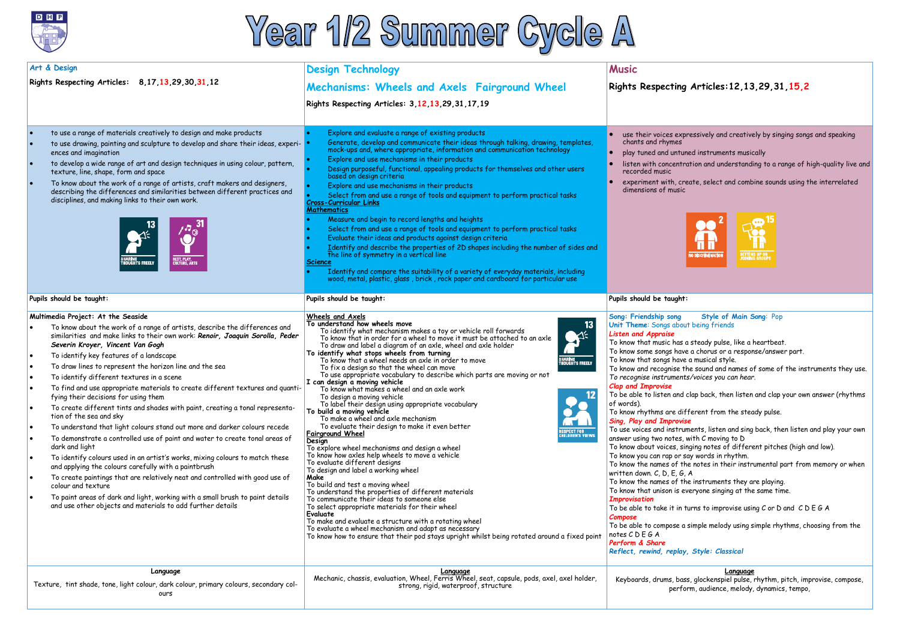# Year 1/2 Summer Cycle A

## Art & Design

Rights Respecting Articles: 8,17,13,29,30,31,12

- to use a range of materials creatively to design and make products
- to use drawing, painting and sculpture to develop and share their ideas, experiences and imagination
- to develop a wide range of art and design techniques in using colour, pattern, texture, line, shape, form and space
- To know about the work of a range of artists, craft makers and designers, describing the differences and similarities between different practices and disciplines, and making links to their own work.

13 SHARING THOUGHTS FREELY
31 REST, PLAY, CULTURE, ARTS

Pupils should be taught:

**Multimedia Project: At the Seaside**

- To know about the work of a range of artists, describe the differences and similarities and make links to their own work: ***Renoir, Joaquin Sorolla, Peder Severin Kroyer, Vincent Van Gogh***
- To identify key features of a landscape
- To draw lines to represent the horizon line and the sea
- To identify different textures in a scene
- To find and use appropriate materials to create different textures and quantifying their decisions for using them
- To create different tints and shades with paint, creating a tonal representation of the sea and sky
- To understand that light colours stand out more and darker colours recede
- To demonstrate a controlled use of paint and water to create tonal areas of dark and light
- To identify colours used in an artist's works, mixing colours to match these and applying the colours carefully with a paintbrush
- To create paintings that are relatively neat and controlled with good use of colour and texture
- To paint areas of dark and light, working with a small brush to paint details and use other objects and materials to add further details

**Language**

Texture, tint shade, tone, light colour, dark colour, primary colours, secondary colours

## Design Technology

### Mechanisms: Wheels and Axels Fairground Wheel

Rights Respecting Articles: 3,12,13,29,31,17,19

- Explore and evaluate a range of existing products
- Generate, develop and communicate their ideas through talking, drawing, templates, mock-ups and, where appropriate, information and communication technology
- Explore and use mechanisms in their products
- Design purposeful, functional, appealing products for themselves and other users based on design criteria
- Explore and use mechanisms in their products
- Select from and use a range of tools and equipment to perform practical tasks

**Cross-Curricular Links**

**Mathematics**

- Measure and begin to record lengths and heights
- Select from and use a range of tools and equipment to perform practical tasks
- Evaluate their ideas and products against design criteria
- Identify and describe the properties of 2D shapes including the number of sides and the line of symmetry in a vertical line

**Science**

- Identify and compare the suitability of a variety of everyday materials, including wood, metal, plastic, glass , brick , rock paper and cardboard for particular use

Pupils should be taught:

**Wheels and Axels**

**To understand how wheels move**
To identify what mechanism makes a toy or vehicle roll forwards
To know that in order for a wheel to move it must be attached to an axle
To draw and label a diagram of an axle, wheel and axle holder

**To identify what stops wheels from turning**
To know that a wheel needs an axle in order to move
To fix a design so that the wheel can move
To use appropriate vocabulary to describe which parts are moving or not

**I can design a moving vehicle**
To know what makes a wheel and an axle work
To design a moving vehicle
To label their design using appropriate vocabulary

**To build a moving vehicle**
To make a wheel and axle mechanism
To evaluate their design to make it even better

13 SHARING THOUGHTS FREELY
12 RESPECT FOR CHILDREN'S VIEWS

**Fairground Wheel**

**Design**
To explore wheel mechanisms and design a wheel
To know how axles help wheels to move a vehicle
To evaluate different designs
To design and label a working wheel

**Make**
To build and test a moving wheel
To understand the properties of different materials
To communicate their ideas to someone else
To select appropriate materials for their wheel

**Evaluate**
To make and evaluate a structure with a rotating wheel
To evaluate a wheel mechanism and adapt as necessary
To know how to ensure that their pod stays upright whilst being rotated around a fixed point

**Language**

Mechanic, chassis, evaluation, Wheel, Ferris Wheel, seat, capsule, pods, axel, axel holder, strong, rigid, waterproof, structure

## Music

Rights Respecting Articles: 12,13,29,31,15,2

- use their voices expressively and creatively by singing songs and speaking chants and rhymes
- play tuned and untuned instruments musically
- listen with concentration and understanding to a range of high-quality live and recorded music
- experiment with, create, select and combine sounds using the interrelated dimensions of music

2 NO DISCRIMINATION
15 SETTING UP OR JOINING GROUPS

Pupils should be taught:

Song: Friendship song Style of Main Song: Pop
Unit Theme: Songs about being friends

*Listen and Appraise*
To know that music has a steady pulse, like a heartbeat.
To know some songs have a chorus or a response/answer part.
To know that songs have a musical style.
To know and recognise the sound and names of some of the instruments they use.
*To recognise instruments/voices you can hear.*

*Clap and Improvise*
To be able to listen and clap back, then listen and clap your own answer (rhythms of words).
To know rhythms are different from the steady pulse.

*Sing, Play and Improvise*
To use voices and instruments, listen and sing back, then listen and play your own answer using two notes, with C moving to D
To know about voices, singing notes of different pitches (high and low).
To know you can rap or say words in rhythm.
To know the names of the notes in their instrumental part from memory or when written down. C, D, E, G, A
To know the names of the instruments they are playing.
To know that unison is everyone singing at the same time.

*Improvisation*
To be able to take it in turns to improvise using C or D and C D E G A

*Compose*
To be able to compose a simple melody using simple rhythms, choosing from the notes C D E G A

*Perform & Share*

*Reflect, rewind, replay, Style: Classical*

**Language**

Keyboards, drums, bass, glockenspiel pulse, rhythm, pitch, improvise, compose, perform, audience, melody, dynamics, tempo,